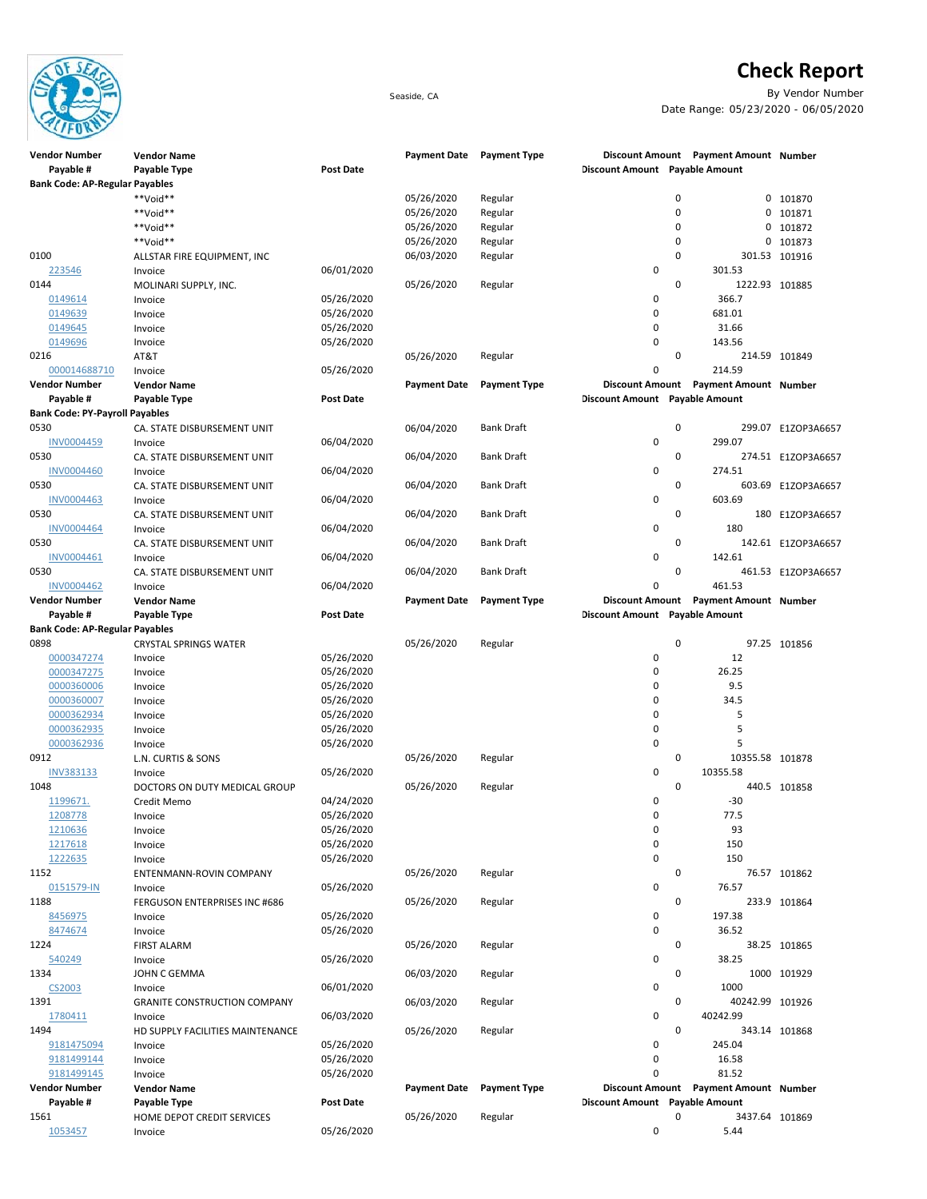# Check Report

Seaside, CA

By Vendor Number

Date Range: 05/23/2020 - 06/05/2020

| Vendor Number | Vendor Name | | Payment Date | Payment Type | Discount Amount | Payment Amount | Number |
|---|---|---|---|---|---|---|---|
| Payable # | Payable Type | Post Date | | | Discount Amount | Payable Amount | |
| **Bank Code: AP-Regular Payables** | | | | | | | |
| | **Void** | | 05/26/2020 | Regular | 0 | 0 | 101870 |
| | **Void** | | 05/26/2020 | Regular | 0 | 0 | 101871 |
| | **Void** | | 05/26/2020 | Regular | 0 | 0 | 101872 |
| | **Void** | | 05/26/2020 | Regular | 0 | 0 | 101873 |
| 0100 | ALLSTAR FIRE EQUIPMENT, INC | | 06/03/2020 | Regular | 0 | 301.53 | 101916 |
| 223546 | Invoice | 06/01/2020 | | | 0 | 301.53 | |
| 0144 | MOLINARI SUPPLY, INC. | | 05/26/2020 | Regular | 0 | 1222.93 | 101885 |
| 0149614 | Invoice | 05/26/2020 | | | 0 | 366.7 | |
| 0149639 | Invoice | 05/26/2020 | | | 0 | 681.01 | |
| 0149645 | Invoice | 05/26/2020 | | | 0 | 31.66 | |
| 0149696 | Invoice | 05/26/2020 | | | 0 | 143.56 | |
| 0216 | AT&T | | 05/26/2020 | Regular | 0 | 214.59 | 101849 |
| 000014688710 | Invoice | 05/26/2020 | | | 0 | 214.59 | |

| Vendor Number | Vendor Name | | Payment Date | Payment Type | Discount Amount | Payment Amount | Number |
|---|---|---|---|---|---|---|---|
| Payable # | Payable Type | Post Date | | | Discount Amount | Payable Amount | |
| **Bank Code: PY-Payroll Payables** | | | | | | | |
| 0530 | CA. STATE DISBURSEMENT UNIT | | 06/04/2020 | Bank Draft | 0 | 299.07 | E1ZOP3A6657 |
| INV0004459 | Invoice | 06/04/2020 | | | 0 | 299.07 | |
| 0530 | CA. STATE DISBURSEMENT UNIT | | 06/04/2020 | Bank Draft | 0 | 274.51 | E1ZOP3A6657 |
| INV0004460 | Invoice | 06/04/2020 | | | 0 | 274.51 | |
| 0530 | CA. STATE DISBURSEMENT UNIT | | 06/04/2020 | Bank Draft | 0 | 603.69 | E1ZOP3A6657 |
| INV0004463 | Invoice | 06/04/2020 | | | 0 | 603.69 | |
| 0530 | CA. STATE DISBURSEMENT UNIT | | 06/04/2020 | Bank Draft | 0 | 180 | E1ZOP3A6657 |
| INV0004464 | Invoice | 06/04/2020 | | | 0 | 180 | |
| 0530 | CA. STATE DISBURSEMENT UNIT | | 06/04/2020 | Bank Draft | 0 | 142.61 | E1ZOP3A6657 |
| INV0004461 | Invoice | 06/04/2020 | | | 0 | 142.61 | |
| 0530 | CA. STATE DISBURSEMENT UNIT | | 06/04/2020 | Bank Draft | 0 | 461.53 | E1ZOP3A6657 |
| INV0004462 | Invoice | 06/04/2020 | | | 0 | 461.53 | |

| Vendor Number | Vendor Name | | Payment Date | Payment Type | Discount Amount | Payment Amount | Number |
|---|---|---|---|---|---|---|---|
| Payable # | Payable Type | Post Date | | | Discount Amount | Payable Amount | |
| **Bank Code: AP-Regular Payables** | | | | | | | |
| 0898 | CRYSTAL SPRINGS WATER | | 05/26/2020 | Regular | 0 | 97.25 | 101856 |
| 0000347274 | Invoice | 05/26/2020 | | | 0 | 12 | |
| 0000347275 | Invoice | 05/26/2020 | | | 0 | 26.25 | |
| 0000360006 | Invoice | 05/26/2020 | | | 0 | 9.5 | |
| 0000360007 | Invoice | 05/26/2020 | | | 0 | 34.5 | |
| 0000362934 | Invoice | 05/26/2020 | | | 0 | 5 | |
| 0000362935 | Invoice | 05/26/2020 | | | 0 | 5 | |
| 0000362936 | Invoice | 05/26/2020 | | | 0 | 5 | |
| 0912 | L.N. CURTIS & SONS | | 05/26/2020 | Regular | 0 | 10355.58 | 101878 |
| INV383133 | Invoice | 05/26/2020 | | | 0 | 10355.58 | |
| 1048 | DOCTORS ON DUTY MEDICAL GROUP | | 05/26/2020 | Regular | 0 | 440.5 | 101858 |
| 1199671. | Credit Memo | 04/24/2020 | | | 0 | -30 | |
| 1208778 | Invoice | 05/26/2020 | | | 0 | 77.5 | |
| 1210636 | Invoice | 05/26/2020 | | | 0 | 93 | |
| 1217618 | Invoice | 05/26/2020 | | | 0 | 150 | |
| 1222635 | Invoice | 05/26/2020 | | | 0 | 150 | |
| 1152 | ENTENMANN-ROVIN COMPANY | | 05/26/2020 | Regular | 0 | 76.57 | 101862 |
| 0151579-IN | Invoice | 05/26/2020 | | | 0 | 76.57 | |
| 1188 | FERGUSON ENTERPRISES INC #686 | | 05/26/2020 | Regular | 0 | 233.9 | 101864 |
| 8456975 | Invoice | 05/26/2020 | | | 0 | 197.38 | |
| 8474674 | Invoice | 05/26/2020 | | | 0 | 36.52 | |
| 1224 | FIRST ALARM | | 05/26/2020 | Regular | 0 | 38.25 | 101865 |
| 540249 | Invoice | 05/26/2020 | | | 0 | 38.25 | |
| 1334 | JOHN C GEMMA | | 06/03/2020 | Regular | 0 | 1000 | 101929 |
| CS2003 | Invoice | 06/01/2020 | | | 0 | 1000 | |
| 1391 | GRANITE CONSTRUCTION COMPANY | | 06/03/2020 | Regular | 0 | 40242.99 | 101926 |
| 1780411 | Invoice | 06/03/2020 | | | 0 | 40242.99 | |
| 1494 | HD SUPPLY FACILITIES MAINTENANCE | | 05/26/2020 | Regular | 0 | 343.14 | 101868 |
| 9181475094 | Invoice | 05/26/2020 | | | 0 | 245.04 | |
| 9181499144 | Invoice | 05/26/2020 | | | 0 | 16.58 | |
| 9181499145 | Invoice | 05/26/2020 | | | 0 | 81.52 | |

| Vendor Number | Vendor Name | | Payment Date | Payment Type | Discount Amount | Payment Amount | Number |
|---|---|---|---|---|---|---|---|
| Payable # | Payable Type | Post Date | | | Discount Amount | Payable Amount | |
| 1561 | HOME DEPOT CREDIT SERVICES | | 05/26/2020 | Regular | 0 | 3437.64 | 101869 |
| 1053457 | Invoice | 05/26/2020 | | | 0 | 5.44 | |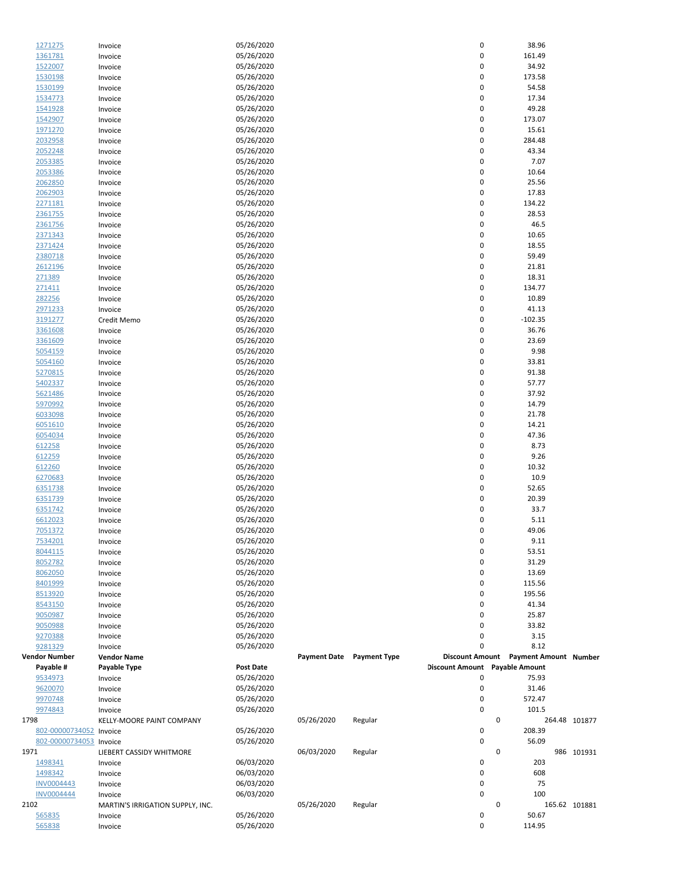| Vendor Number | Vendor Name | | Payment Date | Payment Type | Discount Amount | Payment Amount | Number |
|---|---|---|---|---|---|---|---|
| Payable # | Payable Type | Post Date | | | Discount Amount | Payable Amount | |
| 1271275 | Invoice | 05/26/2020 | | | 0 | 38.96 | |
| 1361781 | Invoice | 05/26/2020 | | | 0 | 161.49 | |
| 1522007 | Invoice | 05/26/2020 | | | 0 | 34.92 | |
| 1530198 | Invoice | 05/26/2020 | | | 0 | 173.58 | |
| 1530199 | Invoice | 05/26/2020 | | | 0 | 54.58 | |
| 1534773 | Invoice | 05/26/2020 | | | 0 | 17.34 | |
| 1541928 | Invoice | 05/26/2020 | | | 0 | 49.28 | |
| 1542907 | Invoice | 05/26/2020 | | | 0 | 173.07 | |
| 1971270 | Invoice | 05/26/2020 | | | 0 | 15.61 | |
| 2032958 | Invoice | 05/26/2020 | | | 0 | 284.48 | |
| 2052248 | Invoice | 05/26/2020 | | | 0 | 43.34 | |
| 2053385 | Invoice | 05/26/2020 | | | 0 | 7.07 | |
| 2053386 | Invoice | 05/26/2020 | | | 0 | 10.64 | |
| 2062850 | Invoice | 05/26/2020 | | | 0 | 25.56 | |
| 2062903 | Invoice | 05/26/2020 | | | 0 | 17.83 | |
| 2271181 | Invoice | 05/26/2020 | | | 0 | 134.22 | |
| 2361755 | Invoice | 05/26/2020 | | | 0 | 28.53 | |
| 2361756 | Invoice | 05/26/2020 | | | 0 | 46.5 | |
| 2371343 | Invoice | 05/26/2020 | | | 0 | 10.65 | |
| 2371424 | Invoice | 05/26/2020 | | | 0 | 18.55 | |
| 2380718 | Invoice | 05/26/2020 | | | 0 | 59.49 | |
| 2612196 | Invoice | 05/26/2020 | | | 0 | 21.81 | |
| 271389 | Invoice | 05/26/2020 | | | 0 | 18.31 | |
| 271411 | Invoice | 05/26/2020 | | | 0 | 134.77 | |
| 282256 | Invoice | 05/26/2020 | | | 0 | 10.89 | |
| 2971233 | Invoice | 05/26/2020 | | | 0 | 41.13 | |
| 3191277 | Credit Memo | 05/26/2020 | | | 0 | -102.35 | |
| 3361608 | Invoice | 05/26/2020 | | | 0 | 36.76 | |
| 3361609 | Invoice | 05/26/2020 | | | 0 | 23.69 | |
| 5054159 | Invoice | 05/26/2020 | | | 0 | 9.98 | |
| 5054160 | Invoice | 05/26/2020 | | | 0 | 33.81 | |
| 5270815 | Invoice | 05/26/2020 | | | 0 | 91.38 | |
| 5402337 | Invoice | 05/26/2020 | | | 0 | 57.77 | |
| 5621486 | Invoice | 05/26/2020 | | | 0 | 37.92 | |
| 5970992 | Invoice | 05/26/2020 | | | 0 | 14.79 | |
| 6033098 | Invoice | 05/26/2020 | | | 0 | 21.78 | |
| 6051610 | Invoice | 05/26/2020 | | | 0 | 14.21 | |
| 6054034 | Invoice | 05/26/2020 | | | 0 | 47.36 | |
| 612258 | Invoice | 05/26/2020 | | | 0 | 8.73 | |
| 612259 | Invoice | 05/26/2020 | | | 0 | 9.26 | |
| 612260 | Invoice | 05/26/2020 | | | 0 | 10.32 | |
| 6270683 | Invoice | 05/26/2020 | | | 0 | 10.9 | |
| 6351738 | Invoice | 05/26/2020 | | | 0 | 52.65 | |
| 6351739 | Invoice | 05/26/2020 | | | 0 | 20.39 | |
| 6351742 | Invoice | 05/26/2020 | | | 0 | 33.7 | |
| 6612023 | Invoice | 05/26/2020 | | | 0 | 5.11 | |
| 7051372 | Invoice | 05/26/2020 | | | 0 | 49.06 | |
| 7534201 | Invoice | 05/26/2020 | | | 0 | 9.11 | |
| 8044115 | Invoice | 05/26/2020 | | | 0 | 53.51 | |
| 8052782 | Invoice | 05/26/2020 | | | 0 | 31.29 | |
| 8062050 | Invoice | 05/26/2020 | | | 0 | 13.69 | |
| 8401999 | Invoice | 05/26/2020 | | | 0 | 115.56 | |
| 8513920 | Invoice | 05/26/2020 | | | 0 | 195.56 | |
| 8543150 | Invoice | 05/26/2020 | | | 0 | 41.34 | |
| 9050987 | Invoice | 05/26/2020 | | | 0 | 25.87 | |
| 9050988 | Invoice | 05/26/2020 | | | 0 | 33.82 | |
| 9270388 | Invoice | 05/26/2020 | | | 0 | 3.15 | |
| 9281329 | Invoice | 05/26/2020 | | | 0 | 8.12 | |
| 9534973 | Invoice | 05/26/2020 | | | 0 | 75.93 | |
| 9620070 | Invoice | 05/26/2020 | | | 0 | 31.46 | |
| 9970748 | Invoice | 05/26/2020 | | | 0 | 572.47 | |
| 9974843 | Invoice | 05/26/2020 | | | 0 | 101.5 | |
| 1798 | KELLY-MOORE PAINT COMPANY | | 05/26/2020 | Regular | 0 | 264.48 | 101877 |
| 802-00000734052 | Invoice | 05/26/2020 | | | 0 | 208.39 | |
| 802-00000734053 | Invoice | 05/26/2020 | | | 0 | 56.09 | |
| 1971 | LIEBERT CASSIDY WHITMORE | | 06/03/2020 | Regular | 0 | 986 | 101931 |
| 1498341 | Invoice | 06/03/2020 | | | 0 | 203 | |
| 1498342 | Invoice | 06/03/2020 | | | 0 | 608 | |
| INV0004443 | Invoice | 06/03/2020 | | | 0 | 75 | |
| INV0004444 | Invoice | 06/03/2020 | | | 0 | 100 | |
| 2102 | MARTIN'S IRRIGATION SUPPLY, INC. | | 05/26/2020 | Regular | 0 | 165.62 | 101881 |
| 565835 | Invoice | 05/26/2020 | | | 0 | 50.67 | |
| 565838 | Invoice | 05/26/2020 | | | 0 | 114.95 | |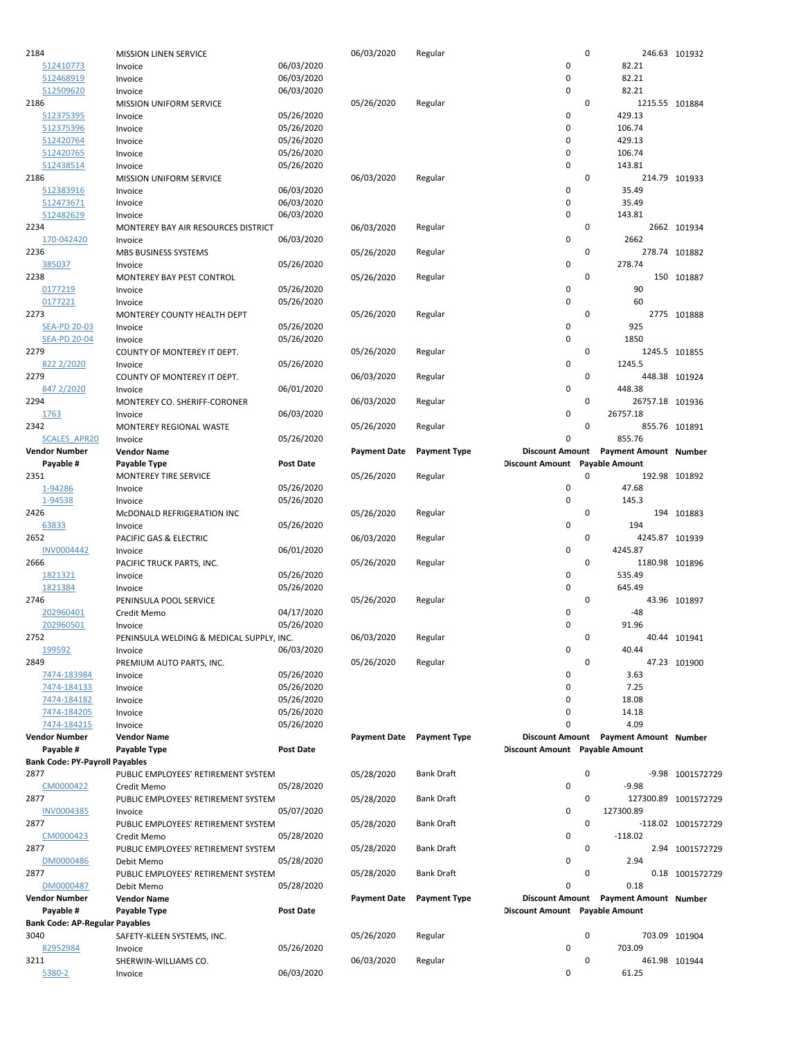| Vendor Number | Vendor Name | | Payment Date | Payment Type | Discount Amount | Payment Amount | Number |
|---|---|---|---|---|---|---|---|
| Payable # | Payable Type | Post Date | | | Discount Amount | Payable Amount | |
| 2184 | MISSION LINEN SERVICE | | 06/03/2020 | Regular | 0 | 246.63 | 101932 |
| 512410773 | Invoice | 06/03/2020 | | | 0 | 82.21 | |
| 512468919 | Invoice | 06/03/2020 | | | 0 | 82.21 | |
| 512509620 | Invoice | 06/03/2020 | | | 0 | 82.21 | |
| 2186 | MISSION UNIFORM SERVICE | | 05/26/2020 | Regular | 0 | 1215.55 | 101884 |
| 512375395 | Invoice | 05/26/2020 | | | 0 | 429.13 | |
| 512375396 | Invoice | 05/26/2020 | | | 0 | 106.74 | |
| 512420764 | Invoice | 05/26/2020 | | | 0 | 429.13 | |
| 512420765 | Invoice | 05/26/2020 | | | 0 | 106.74 | |
| 512438514 | Invoice | 05/26/2020 | | | 0 | 143.81 | |
| 2186 | MISSION UNIFORM SERVICE | | 06/03/2020 | Regular | 0 | 214.79 | 101933 |
| 512383916 | Invoice | 06/03/2020 | | | 0 | 35.49 | |
| 512473671 | Invoice | 06/03/2020 | | | 0 | 35.49 | |
| 512482629 | Invoice | 06/03/2020 | | | 0 | 143.81 | |
| 2234 | MONTEREY BAY AIR RESOURCES DISTRICT | | 06/03/2020 | Regular | 0 | 2662 | 101934 |
| 170-042420 | Invoice | 06/03/2020 | | | 0 | 2662 | |
| 2236 | MBS BUSINESS SYSTEMS | | 05/26/2020 | Regular | 0 | 278.74 | 101882 |
| 385037 | Invoice | 05/26/2020 | | | 0 | 278.74 | |
| 2238 | MONTEREY BAY PEST CONTROL | | 05/26/2020 | Regular | 0 | 150 | 101887 |
| 0177219 | Invoice | 05/26/2020 | | | 0 | 90 | |
| 0177221 | Invoice | 05/26/2020 | | | 0 | 60 | |
| 2273 | MONTEREY COUNTY HEALTH DEPT | | 05/26/2020 | Regular | 0 | 2775 | 101888 |
| SEA-PD 20-03 | Invoice | 05/26/2020 | | | 0 | 925 | |
| SEA-PD 20-04 | Invoice | 05/26/2020 | | | 0 | 1850 | |
| 2279 | COUNTY OF MONTEREY IT DEPT. | | 05/26/2020 | Regular | 0 | 1245.5 | 101855 |
| 822 2/2020 | Invoice | 05/26/2020 | | | 0 | 1245.5 | |
| 2279 | COUNTY OF MONTEREY IT DEPT. | | 06/03/2020 | Regular | 0 | 448.38 | 101924 |
| 847 2/2020 | Invoice | 06/01/2020 | | | 0 | 448.38 | |
| 2294 | MONTEREY CO. SHERIFF-CORONER | | 06/03/2020 | Regular | 0 | 26757.18 | 101936 |
| 1763 | Invoice | 06/03/2020 | | | 0 | 26757.18 | |
| 2342 | MONTEREY REGIONAL WASTE | | 05/26/2020 | Regular | 0 | 855.76 | 101891 |
| SCALES_APR20 | Invoice | 05/26/2020 | | | 0 | 855.76 | |

| Vendor Number | Vendor Name | | Payment Date | Payment Type | Discount Amount | Payment Amount | Number |
|---|---|---|---|---|---|---|---|
| Payable # | Payable Type | Post Date | | | Discount Amount | Payable Amount | |
| 2351 | MONTEREY TIRE SERVICE | | 05/26/2020 | Regular | 0 | 192.98 | 101892 |
| 1-94286 | Invoice | 05/26/2020 | | | 0 | 47.68 | |
| 1-94538 | Invoice | 05/26/2020 | | | 0 | 145.3 | |
| 2426 | McDONALD REFRIGERATION INC | | 05/26/2020 | Regular | 0 | 194 | 101883 |
| 63833 | Invoice | 05/26/2020 | | | 0 | 194 | |
| 2652 | PACIFIC GAS & ELECTRIC | | 06/03/2020 | Regular | 0 | 4245.87 | 101939 |
| INV0004442 | Invoice | 06/01/2020 | | | 0 | 4245.87 | |
| 2666 | PACIFIC TRUCK PARTS, INC. | | 05/26/2020 | Regular | 0 | 1180.98 | 101896 |
| 1821321 | Invoice | 05/26/2020 | | | 0 | 535.49 | |
| 1821384 | Invoice | 05/26/2020 | | | 0 | 645.49 | |
| 2746 | PENINSULA POOL SERVICE | | 05/26/2020 | Regular | 0 | 43.96 | 101897 |
| 202960401 | Credit Memo | 04/17/2020 | | | 0 | -48 | |
| 202960501 | Invoice | 05/26/2020 | | | 0 | 91.96 | |
| 2752 | PENINSULA WELDING & MEDICAL SUPPLY, INC. | | 06/03/2020 | Regular | 0 | 40.44 | 101941 |
| 199592 | Invoice | 06/03/2020 | | | 0 | 40.44 | |
| 2849 | PREMIUM AUTO PARTS, INC. | | 05/26/2020 | Regular | 0 | 47.23 | 101900 |
| 7474-183984 | Invoice | 05/26/2020 | | | 0 | 3.63 | |
| 7474-184133 | Invoice | 05/26/2020 | | | 0 | 7.25 | |
| 7474-184182 | Invoice | 05/26/2020 | | | 0 | 18.08 | |
| 7474-184205 | Invoice | 05/26/2020 | | | 0 | 14.18 | |
| 7474-184215 | Invoice | 05/26/2020 | | | 0 | 4.09 | |

| Vendor Number | Vendor Name | | Payment Date | Payment Type | Discount Amount | Payment Amount | Number |
|---|---|---|---|---|---|---|---|
| Payable # | Payable Type | Post Date | | | Discount Amount | Payable Amount | |
| **Bank Code: PY-Payroll Payables** | | | | | | | |
| 2877 | PUBLIC EMPLOYEES' RETIREMENT SYSTEM | | 05/28/2020 | Bank Draft | 0 | -9.98 | 1001572729 |
| CM0000422 | Credit Memo | 05/28/2020 | | | 0 | -9.98 | |
| 2877 | PUBLIC EMPLOYEES' RETIREMENT SYSTEM | | 05/28/2020 | Bank Draft | 0 | 127300.89 | 1001572729 |
| INV0004385 | Invoice | 05/07/2020 | | | 0 | 127300.89 | |
| 2877 | PUBLIC EMPLOYEES' RETIREMENT SYSTEM | | 05/28/2020 | Bank Draft | 0 | -118.02 | 1001572729 |
| CM0000423 | Credit Memo | 05/28/2020 | | | 0 | -118.02 | |
| 2877 | PUBLIC EMPLOYEES' RETIREMENT SYSTEM | | 05/28/2020 | Bank Draft | 0 | 2.94 | 1001572729 |
| DM0000486 | Debit Memo | 05/28/2020 | | | 0 | 2.94 | |
| 2877 | PUBLIC EMPLOYEES' RETIREMENT SYSTEM | | 05/28/2020 | Bank Draft | 0 | 0.18 | 1001572729 |
| DM0000487 | Debit Memo | 05/28/2020 | | | 0 | 0.18 | |

| Vendor Number | Vendor Name | | Payment Date | Payment Type | Discount Amount | Payment Amount | Number |
|---|---|---|---|---|---|---|---|
| Payable # | Payable Type | Post Date | | | Discount Amount | Payable Amount | |
| **Bank Code: AP-Regular Payables** | | | | | | | |
| 3040 | SAFETY-KLEEN SYSTEMS, INC. | | 05/26/2020 | Regular | 0 | 703.09 | 101904 |
| 82952984 | Invoice | 05/26/2020 | | | 0 | 703.09 | |
| 3211 | SHERWIN-WILLIAMS CO. | | 06/03/2020 | Regular | 0 | 461.98 | 101944 |
| 5380-2 | Invoice | 06/03/2020 | | | 0 | 61.25 | |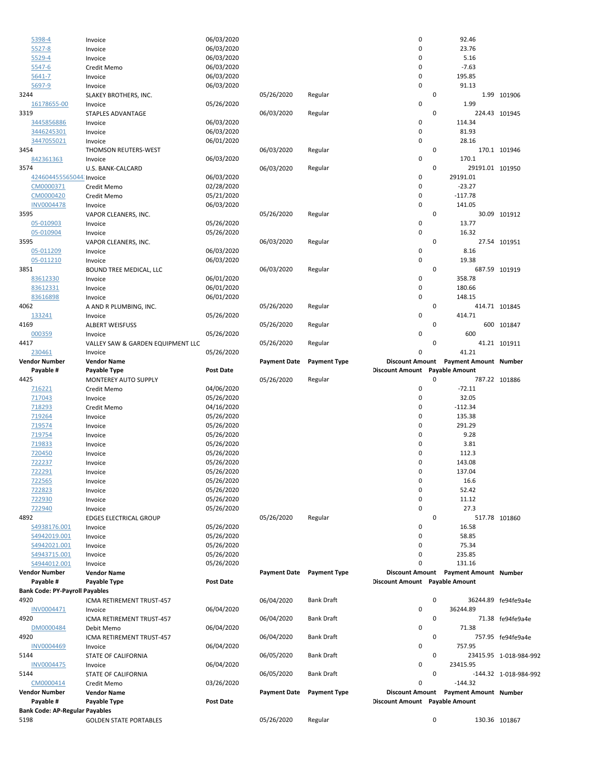| Vendor Number | Vendor Name | | Payment Date | Payment Type | Discount Amount | Payment Amount | Number |
|---|---|---|---|---|---|---|---|
| Payable # | Payable Type | Post Date | | | Discount Amount | Payable Amount | |
| 5398-4 | Invoice | 06/03/2020 | | | 0 | 92.46 | |
| 5527-8 | Invoice | 06/03/2020 | | | 0 | 23.76 | |
| 5529-4 | Invoice | 06/03/2020 | | | 0 | 5.16 | |
| 5547-6 | Credit Memo | 06/03/2020 | | | 0 | -7.63 | |
| 5641-7 | Invoice | 06/03/2020 | | | 0 | 195.85 | |
| 5697-9 | Invoice | 06/03/2020 | | | 0 | 91.13 | |
| 3244 | SLAKEY BROTHERS, INC. | | 05/26/2020 | Regular | 0 | 1.99 | 101906 |
| 16178655-00 | Invoice | 05/26/2020 | | | 0 | 1.99 | |
| 3319 | STAPLES ADVANTAGE | | 06/03/2020 | Regular | 0 | 224.43 | 101945 |
| 3445856886 | Invoice | 06/03/2020 | | | 0 | 114.34 | |
| 3446245301 | Invoice | 06/03/2020 | | | 0 | 81.93 | |
| 3447055021 | Invoice | 06/01/2020 | | | 0 | 28.16 | |
| 3454 | THOMSON REUTERS-WEST | | 06/03/2020 | Regular | 0 | 170.1 | 101946 |
| 842361363 | Invoice | 06/03/2020 | | | 0 | 170.1 | |
| 3574 | U.S. BANK-CALCARD | | 06/03/2020 | Regular | 0 | 29191.01 | 101950 |
| 424604455565044 | Invoice | 06/03/2020 | | | 0 | 29191.01 | |
| CM0000371 | Credit Memo | 02/28/2020 | | | 0 | -23.27 | |
| CM0000420 | Credit Memo | 05/21/2020 | | | 0 | -117.78 | |
| INV0004478 | Invoice | 06/03/2020 | | | 0 | 141.05 | |
| 3595 | VAPOR CLEANERS, INC. | | 05/26/2020 | Regular | 0 | 30.09 | 101912 |
| 05-010903 | Invoice | 05/26/2020 | | | 0 | 13.77 | |
| 05-010904 | Invoice | 05/26/2020 | | | 0 | 16.32 | |
| 3595 | VAPOR CLEANERS, INC. | | 06/03/2020 | Regular | 0 | 27.54 | 101951 |
| 05-011209 | Invoice | 06/03/2020 | | | 0 | 8.16 | |
| 05-011210 | Invoice | 06/03/2020 | | | 0 | 19.38 | |
| 3851 | BOUND TREE MEDICAL, LLC | | 06/03/2020 | Regular | 0 | 687.59 | 101919 |
| 83612330 | Invoice | 06/01/2020 | | | 0 | 358.78 | |
| 83612331 | Invoice | 06/01/2020 | | | 0 | 180.66 | |
| 83616898 | Invoice | 06/01/2020 | | | 0 | 148.15 | |
| 4062 | A AND R PLUMBING, INC. | | 05/26/2020 | Regular | 0 | 414.71 | 101845 |
| 133241 | Invoice | 05/26/2020 | | | 0 | 414.71 | |
| 4169 | ALBERT WEISFUSS | | 05/26/2020 | Regular | 0 | 600 | 101847 |
| 000359 | Invoice | 05/26/2020 | | | 0 | 600 | |
| 4417 | VALLEY SAW & GARDEN EQUIPMENT LLC | | 05/26/2020 | Regular | 0 | 41.21 | 101911 |
| 230461 | Invoice | 05/26/2020 | | | 0 | 41.21 | |

| Vendor Number | Vendor Name | | Payment Date | Payment Type | Discount Amount | Payment Amount | Number |
|---|---|---|---|---|---|---|---|
| Payable # | Payable Type | Post Date | | | Discount Amount | Payable Amount | |
| 4425 | MONTEREY AUTO SUPPLY | | 05/26/2020 | Regular | 0 | 787.22 | 101886 |
| 716221 | Credit Memo | 04/06/2020 | | | 0 | -72.11 | |
| 717043 | Invoice | 05/26/2020 | | | 0 | 32.05 | |
| 718293 | Credit Memo | 04/16/2020 | | | 0 | -112.34 | |
| 719264 | Invoice | 05/26/2020 | | | 0 | 135.38 | |
| 719574 | Invoice | 05/26/2020 | | | 0 | 291.29 | |
| 719754 | Invoice | 05/26/2020 | | | 0 | 9.28 | |
| 719833 | Invoice | 05/26/2020 | | | 0 | 3.81 | |
| 720450 | Invoice | 05/26/2020 | | | 0 | 112.3 | |
| 722237 | Invoice | 05/26/2020 | | | 0 | 143.08 | |
| 722291 | Invoice | 05/26/2020 | | | 0 | 137.04 | |
| 722565 | Invoice | 05/26/2020 | | | 0 | 16.6 | |
| 722823 | Invoice | 05/26/2020 | | | 0 | 52.42 | |
| 722930 | Invoice | 05/26/2020 | | | 0 | 11.12 | |
| 722940 | Invoice | 05/26/2020 | | | 0 | 27.3 | |
| 4892 | EDGES ELECTRICAL GROUP | | 05/26/2020 | Regular | 0 | 517.78 | 101860 |
| S4938176.001 | Invoice | 05/26/2020 | | | 0 | 16.58 | |
| S4942019.001 | Invoice | 05/26/2020 | | | 0 | 58.85 | |
| S4942021.001 | Invoice | 05/26/2020 | | | 0 | 75.34 | |
| S4943715.001 | Invoice | 05/26/2020 | | | 0 | 235.85 | |
| S4944012.001 | Invoice | 05/26/2020 | | | 0 | 131.16 | |

| Vendor Number | Vendor Name | | Payment Date | Payment Type | Discount Amount | Payment Amount | Number |
|---|---|---|---|---|---|---|---|
| Payable # | Payable Type | Post Date | | | Discount Amount | Payable Amount | |
| **Bank Code: PY-Payroll Payables** | | | | | | | |
| 4920 | ICMA RETIREMENT TRUST-457 | | 06/04/2020 | Bank Draft | 0 | 36244.89 | fe94fe9a4e |
| INV0004471 | Invoice | 06/04/2020 | | | 0 | 36244.89 | |
| 4920 | ICMA RETIREMENT TRUST-457 | | 06/04/2020 | Bank Draft | 0 | 71.38 | fe94fe9a4e |
| DM0000484 | Debit Memo | 06/04/2020 | | | 0 | 71.38 | |
| 4920 | ICMA RETIREMENT TRUST-457 | | 06/04/2020 | Bank Draft | 0 | 757.95 | fe94fe9a4e |
| INV0004469 | Invoice | 06/04/2020 | | | 0 | 757.95 | |
| 5144 | STATE OF CALIFORNIA | | 06/05/2020 | Bank Draft | 0 | 23415.95 | 1-018-984-992 |
| INV0004475 | Invoice | 06/04/2020 | | | 0 | 23415.95 | |
| 5144 | STATE OF CALIFORNIA | | 06/05/2020 | Bank Draft | 0 | -144.32 | 1-018-984-992 |
| CM0000414 | Credit Memo | 03/26/2020 | | | 0 | -144.32 | |

| Vendor Number | Vendor Name | | Payment Date | Payment Type | Discount Amount | Payment Amount | Number |
|---|---|---|---|---|---|---|---|
| Payable # | Payable Type | Post Date | | | Discount Amount | Payable Amount | |
| **Bank Code: AP-Regular Payables** | | | | | | | |
| 5198 | GOLDEN STATE PORTABLES | | 05/26/2020 | Regular | 0 | 130.36 | 101867 |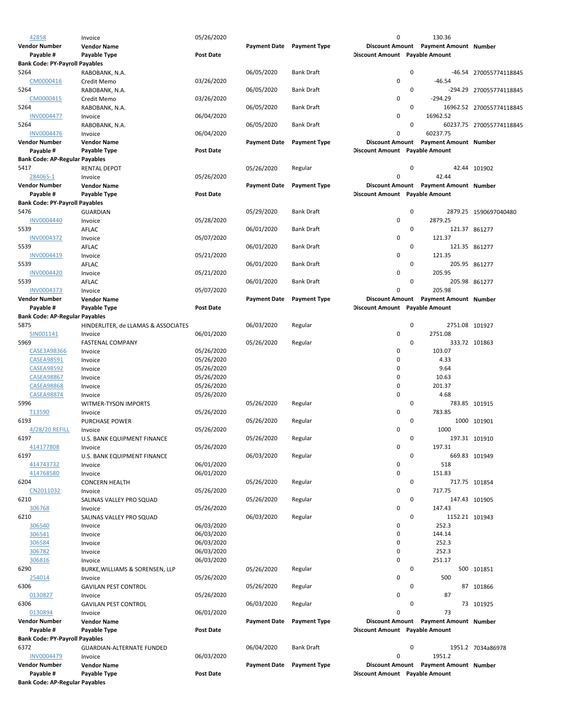| Vendor Number / Payable # | Vendor Name / Payable Type | Post Date | Payment Date | Payment Type | Discount Amount | Payment Amount | Number |
|---|---|---|---|---|---|---|---|
| 42858 | Invoice | 05/26/2020 | | | 0 | 130.36 | |

| Vendor Number | Vendor Name | | Payment Date | Payment Type | Discount Amount | Payment Amount | Number |
|---|---|---|---|---|---|---|---|
| Payable # | Payable Type | Post Date | | | Discount Amount | Payable Amount | |
| **Bank Code: PY-Payroll Payables** | | | | | | | |
| 5264 | RABOBANK, N.A. | | 06/05/2020 | Bank Draft | 0 | -46.54 | 270055774118845 |
| CM0000416 | Credit Memo | 03/26/2020 | | | 0 | -46.54 | |
| 5264 | RABOBANK, N.A. | | 06/05/2020 | Bank Draft | 0 | -294.29 | 270055774118845 |
| CM0000415 | Credit Memo | 03/26/2020 | | | 0 | -294.29 | |
| 5264 | RABOBANK, N.A. | | 06/05/2020 | Bank Draft | 0 | 16962.52 | 270055774118845 |
| INV0004477 | Invoice | 06/04/2020 | | | 0 | 16962.52 | |
| 5264 | RABOBANK, N.A. | | 06/05/2020 | Bank Draft | 0 | 60237.75 | 270055774118845 |
| INV0004476 | Invoice | 06/04/2020 | | | 0 | 60237.75 | |

| Vendor Number | Vendor Name | | Payment Date | Payment Type | Discount Amount | Payment Amount | Number |
|---|---|---|---|---|---|---|---|
| Payable # | Payable Type | Post Date | | | Discount Amount | Payable Amount | |
| **Bank Code: AP-Regular Payables** | | | | | | | |
| 5417 | RENTAL DEPOT | | 05/26/2020 | Regular | 0 | 42.44 | 101902 |
| 284065-1 | Invoice | 05/26/2020 | | | 0 | 42.44 | |

| Vendor Number | Vendor Name | | Payment Date | Payment Type | Discount Amount | Payment Amount | Number |
|---|---|---|---|---|---|---|---|
| Payable # | Payable Type | Post Date | | | Discount Amount | Payable Amount | |
| **Bank Code: PY-Payroll Payables** | | | | | | | |
| 5476 | GUARDIAN | | 05/29/2020 | Bank Draft | 0 | 2879.25 | 1590697040480 |
| INV0004440 | Invoice | 05/28/2020 | | | 0 | 2879.25 | |
| 5539 | AFLAC | | 06/01/2020 | Bank Draft | 0 | 121.37 | 861277 |
| INV0004372 | Invoice | 05/07/2020 | | | 0 | 121.37 | |
| 5539 | AFLAC | | 06/01/2020 | Bank Draft | 0 | 121.35 | 861277 |
| INV0004419 | Invoice | 05/21/2020 | | | 0 | 121.35 | |
| 5539 | AFLAC | | 06/01/2020 | Bank Draft | 0 | 205.95 | 861277 |
| INV0004420 | Invoice | 05/21/2020 | | | 0 | 205.95 | |
| 5539 | AFLAC | | 06/01/2020 | Bank Draft | 0 | 205.98 | 861277 |
| INV0004373 | Invoice | 05/07/2020 | | | 0 | 205.98 | |

| Vendor Number | Vendor Name | | Payment Date | Payment Type | Discount Amount | Payment Amount | Number |
|---|---|---|---|---|---|---|---|
| Payable # | Payable Type | Post Date | | | Discount Amount | Payable Amount | |
| **Bank Code: AP-Regular Payables** | | | | | | | |
| 5875 | HINDERLITER, de LLAMAS & ASSOCIATES | | 06/03/2020 | Regular | 0 | 2751.08 | 101927 |
| SIN001141 | Invoice | 06/01/2020 | | | 0 | 2751.08 | |
| 5969 | FASTENAL COMPANY | | 05/26/2020 | Regular | 0 | 333.72 | 101863 |
| CASE3A98366 | Invoice | 05/26/2020 | | | 0 | 103.07 | |
| CASEA98591 | Invoice | 05/26/2020 | | | 0 | 4.33 | |
| CASEA98592 | Invoice | 05/26/2020 | | | 0 | 9.64 | |
| CASEA98867 | Invoice | 05/26/2020 | | | 0 | 10.63 | |
| CASEA98868 | Invoice | 05/26/2020 | | | 0 | 201.37 | |
| CASEA98874 | Invoice | 05/26/2020 | | | 0 | 4.68 | |
| 5996 | WITMER-TYSON IMPORTS | | 05/26/2020 | Regular | 0 | 783.85 | 101915 |
| T13590 | Invoice | 05/26/2020 | | | 0 | 783.85 | |
| 6193 | PURCHASE POWER | | 05/26/2020 | Regular | 0 | 1000 | 101901 |
| 4/28/20 REFILL | Invoice | 05/26/2020 | | | 0 | 1000 | |
| 6197 | U.S. BANK EQUIPMENT FINANCE | | 05/26/2020 | Regular | 0 | 197.31 | 101910 |
| 414177808 | Invoice | 05/26/2020 | | | 0 | 197.31 | |
| 6197 | U.S. BANK EQUIPMENT FINANCE | | 06/03/2020 | Regular | 0 | 669.83 | 101949 |
| 414743732 | Invoice | 06/01/2020 | | | 0 | 518 | |
| 414768580 | Invoice | 06/01/2020 | | | 0 | 151.83 | |
| 6204 | CONCERN HEALTH | | 05/26/2020 | Regular | 0 | 717.75 | 101854 |
| CN2011032 | Invoice | 05/26/2020 | | | 0 | 717.75 | |
| 6210 | SALINAS VALLEY PRO SQUAD | | 05/26/2020 | Regular | 0 | 147.43 | 101905 |
| 306768 | Invoice | 05/26/2020 | | | 0 | 147.43 | |
| 6210 | SALINAS VALLEY PRO SQUAD | | 06/03/2020 | Regular | 0 | 1152.21 | 101943 |
| 306540 | Invoice | 06/03/2020 | | | 0 | 252.3 | |
| 306541 | Invoice | 06/03/2020 | | | 0 | 144.14 | |
| 306584 | Invoice | 06/03/2020 | | | 0 | 252.3 | |
| 306782 | Invoice | 06/03/2020 | | | 0 | 252.3 | |
| 306816 | Invoice | 06/03/2020 | | | 0 | 251.17 | |
| 6290 | BURKE,WILLIAMS & SORENSEN, LLP | | 05/26/2020 | Regular | 0 | 500 | 101851 |
| 254014 | Invoice | 05/26/2020 | | | 0 | 500 | |
| 6306 | GAVILAN PEST CONTROL | | 05/26/2020 | Regular | 0 | 87 | 101866 |
| 0130827 | Invoice | 05/26/2020 | | | 0 | 87 | |
| 6306 | GAVILAN PEST CONTROL | | 06/03/2020 | Regular | 0 | 73 | 101925 |
| 0130894 | Invoice | 06/01/2020 | | | 0 | 73 | |

| Vendor Number | Vendor Name | | Payment Date | Payment Type | Discount Amount | Payment Amount | Number |
|---|---|---|---|---|---|---|---|
| Payable # | Payable Type | Post Date | | | Discount Amount | Payable Amount | |
| **Bank Code: PY-Payroll Payables** | | | | | | | |
| 6372 | GUARDIAN-ALTERNATE FUNDED | | 06/04/2020 | Bank Draft | 0 | 1951.2 | 7034a86978 |
| INV0004479 | Invoice | 06/03/2020 | | | 0 | 1951.2 | |

| Vendor Number | Vendor Name | | Payment Date | Payment Type | Discount Amount | Payment Amount | Number |
|---|---|---|---|---|---|---|---|
| Payable # | Payable Type | Post Date | | | Discount Amount | Payable Amount | |
| **Bank Code: AP-Regular Payables** | | | | | | | |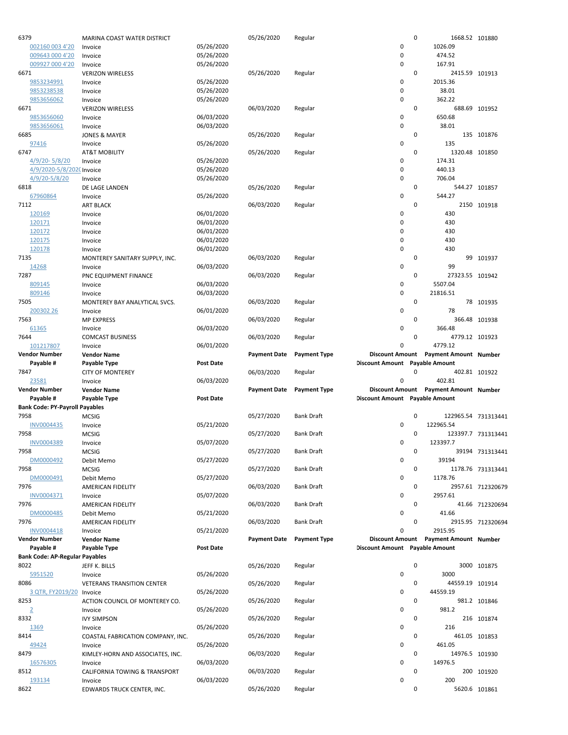| Vendor Number | Vendor Name | | Payment Date | Payment Type | Discount Amount | Payment Amount | Number |
|---|---|---|---|---|---|---|---|
| Payable # | Payable Type | Post Date | | | Discount Amount | Payable Amount | |
| 6379 | MARINA COAST WATER DISTRICT | | 05/26/2020 | Regular | 0 | 1668.52 | 101880 |
| 002160 003 4'20 | Invoice | 05/26/2020 | | | 0 | 1026.09 | |
| 009643 000 4'20 | Invoice | 05/26/2020 | | | 0 | 474.52 | |
| 009927 000 4'20 | Invoice | 05/26/2020 | | | 0 | 167.91 | |
| 6671 | VERIZON WIRELESS | | 05/26/2020 | Regular | 0 | 2415.59 | 101913 |
| 9853234991 | Invoice | 05/26/2020 | | | 0 | 2015.36 | |
| 9853238538 | Invoice | 05/26/2020 | | | 0 | 38.01 | |
| 9853656062 | Invoice | 05/26/2020 | | | 0 | 362.22 | |
| 6671 | VERIZON WIRELESS | | 06/03/2020 | Regular | 0 | 688.69 | 101952 |
| 9853656060 | Invoice | 06/03/2020 | | | 0 | 650.68 | |
| 9853656061 | Invoice | 06/03/2020 | | | 0 | 38.01 | |
| 6685 | JONES & MAYER | | 05/26/2020 | Regular | 0 | 135 | 101876 |
| 97416 | Invoice | 05/26/2020 | | | 0 | 135 | |
| 6747 | AT&T MOBILITY | | 05/26/2020 | Regular | 0 | 1320.48 | 101850 |
| 4/9/20- 5/8/20 | Invoice | 05/26/2020 | | | 0 | 174.31 | |
| 4/9/2020-5/8/2020 | Invoice | 05/26/2020 | | | 0 | 440.13 | |
| 4/9/20-5/8/20 | Invoice | 05/26/2020 | | | 0 | 706.04 | |
| 6818 | DE LAGE LANDEN | | 05/26/2020 | Regular | 0 | 544.27 | 101857 |
| 67960864 | Invoice | 05/26/2020 | | | 0 | 544.27 | |
| 7112 | ART BLACK | | 06/03/2020 | Regular | 0 | 2150 | 101918 |
| 120169 | Invoice | 06/01/2020 | | | 0 | 430 | |
| 120171 | Invoice | 06/01/2020 | | | 0 | 430 | |
| 120172 | Invoice | 06/01/2020 | | | 0 | 430 | |
| 120175 | Invoice | 06/01/2020 | | | 0 | 430 | |
| 120178 | Invoice | 06/01/2020 | | | 0 | 430 | |
| 7135 | MONTEREY SANITARY SUPPLY, INC. | | 06/03/2020 | Regular | 0 | 99 | 101937 |
| 14268 | Invoice | 06/03/2020 | | | 0 | 99 | |
| 7287 | PNC EQUIPMENT FINANCE | | 06/03/2020 | Regular | 0 | 27323.55 | 101942 |
| 809145 | Invoice | 06/03/2020 | | | 0 | 5507.04 | |
| 809146 | Invoice | 06/03/2020 | | | 0 | 21816.51 | |
| 7505 | MONTEREY BAY ANALYTICAL SVCS. | | 06/03/2020 | Regular | 0 | 78 | 101935 |
| 200302 26 | Invoice | 06/01/2020 | | | 0 | 78 | |
| 7563 | MP EXPRESS | | 06/03/2020 | Regular | 0 | 366.48 | 101938 |
| 61365 | Invoice | 06/03/2020 | | | 0 | 366.48 | |
| 7644 | COMCAST BUSINESS | | 06/03/2020 | Regular | 0 | 4779.12 | 101923 |
| 101217807 | Invoice | 06/01/2020 | | | 0 | 4779.12 | |

| Vendor Number | Vendor Name | | Payment Date | Payment Type | Discount Amount | Payment Amount | Number |
|---|---|---|---|---|---|---|---|
| Payable # | Payable Type | Post Date | | | Discount Amount | Payable Amount | |
| 7847 | CITY OF MONTEREY | | 06/03/2020 | Regular | 0 | 402.81 | 101922 |
| 23581 | Invoice | 06/03/2020 | | | 0 | 402.81 | |

| Vendor Number | Vendor Name | | Payment Date | Payment Type | Discount Amount | Payment Amount | Number |
|---|---|---|---|---|---|---|---|
| Payable # | Payable Type | Post Date | | | Discount Amount | Payable Amount | |
| **Bank Code: PY-Payroll Payables** | | | | | | | |
| 7958 | MCSIG | | 05/27/2020 | Bank Draft | 0 | 122965.54 | 731313441 |
| INV0004435 | Invoice | 05/21/2020 | | | 0 | 122965.54 | |
| 7958 | MCSIG | | 05/27/2020 | Bank Draft | 0 | 123397.7 | 731313441 |
| INV0004389 | Invoice | 05/07/2020 | | | 0 | 123397.7 | |
| 7958 | MCSIG | | 05/27/2020 | Bank Draft | 0 | 39194 | 731313441 |
| DM0000492 | Debit Memo | 05/27/2020 | | | 0 | 39194 | |
| 7958 | MCSIG | | 05/27/2020 | Bank Draft | 0 | 1178.76 | 731313441 |
| DM0000491 | Debit Memo | 05/27/2020 | | | 0 | 1178.76 | |
| 7976 | AMERICAN FIDELITY | | 06/03/2020 | Bank Draft | 0 | 2957.61 | 712320679 |
| INV0004371 | Invoice | 05/07/2020 | | | 0 | 2957.61 | |
| 7976 | AMERICAN FIDELITY | | 06/03/2020 | Bank Draft | 0 | 41.66 | 712320694 |
| DM0000485 | Debit Memo | 05/21/2020 | | | 0 | 41.66 | |
| 7976 | AMERICAN FIDELITY | | 06/03/2020 | Bank Draft | 0 | 2915.95 | 712320694 |
| INV0004418 | Invoice | 05/21/2020 | | | 0 | 2915.95 | |

| Vendor Number | Vendor Name | | Payment Date | Payment Type | Discount Amount | Payment Amount | Number |
|---|---|---|---|---|---|---|---|
| Payable # | Payable Type | Post Date | | | Discount Amount | Payable Amount | |
| **Bank Code: AP-Regular Payables** | | | | | | | |
| 8022 | JEFF K. BILLS | | 05/26/2020 | Regular | 0 | 3000 | 101875 |
| 5951520 | Invoice | 05/26/2020 | | | 0 | 3000 | |
| 8086 | VETERANS TRANSITION CENTER | | 05/26/2020 | Regular | 0 | 44559.19 | 101914 |
| 3 QTR, FY2019/20 | Invoice | 05/26/2020 | | | 0 | 44559.19 | |
| 8253 | ACTION COUNCIL OF MONTEREY CO. | | 05/26/2020 | Regular | 0 | 981.2 | 101846 |
| 2 | Invoice | 05/26/2020 | | | 0 | 981.2 | |
| 8332 | IVY SIMPSON | | 05/26/2020 | Regular | 0 | 216 | 101874 |
| 1369 | Invoice | 05/26/2020 | | | 0 | 216 | |
| 8414 | COASTAL FABRICATION COMPANY, INC. | | 05/26/2020 | Regular | 0 | 461.05 | 101853 |
| 49424 | Invoice | 05/26/2020 | | | 0 | 461.05 | |
| 8479 | KIMLEY-HORN AND ASSOCIATES, INC. | | 06/03/2020 | Regular | 0 | 14976.5 | 101930 |
| 16576305 | Invoice | 06/03/2020 | | | 0 | 14976.5 | |
| 8512 | CALIFORNIA TOWING & TRANSPORT | | 06/03/2020 | Regular | 0 | 200 | 101920 |
| 193134 | Invoice | 06/03/2020 | | | 0 | 200 | |
| 8622 | EDWARDS TRUCK CENTER, INC. | | 05/26/2020 | Regular | 0 | 5620.6 | 101861 |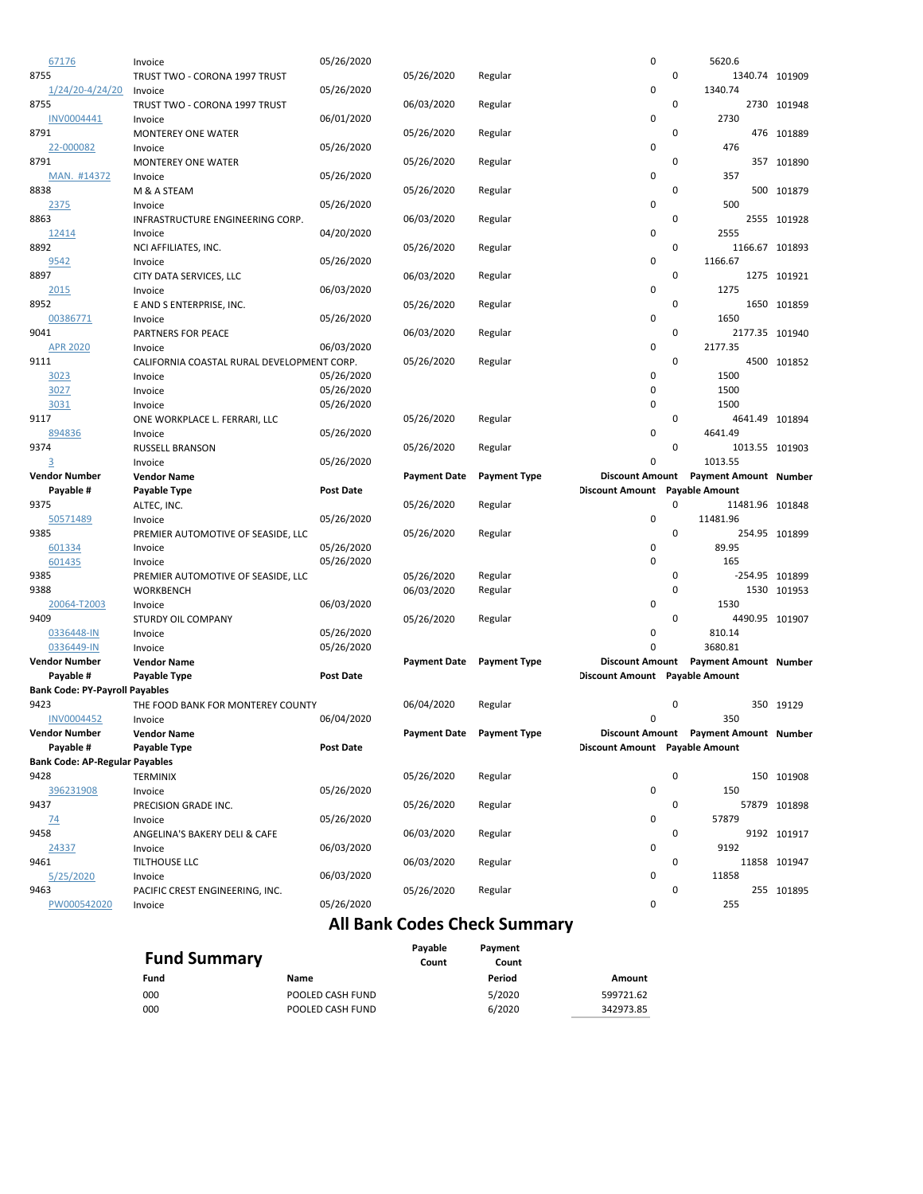| Vendor Number | Vendor Name | Post Date | Payment Date | Payment Type | Discount Amount | Payment Amount | Number |
|---|---|---|---|---|---|---|---|
| Payable # | Payable Type | | | | Discount Amount | Payable Amount | |
| 67176 | Invoice | 05/26/2020 | | | 0 | 5620.6 | |
| 8755 | TRUST TWO - CORONA 1997 TRUST | | 05/26/2020 | Regular | 0 | 1340.74 | 101909 |
| 1/24/20-4/24/20 | Invoice | 05/26/2020 | | | 0 | 1340.74 | |
| 8755 | TRUST TWO - CORONA 1997 TRUST | | 06/03/2020 | Regular | 0 | 2730 | 101948 |
| INV0004441 | Invoice | 06/01/2020 | | | 0 | 2730 | |
| 8791 | MONTEREY ONE WATER | | 05/26/2020 | Regular | 0 | 476 | 101889 |
| 22-000082 | Invoice | 05/26/2020 | | | 0 | 476 | |
| 8791 | MONTEREY ONE WATER | | 05/26/2020 | Regular | 0 | 357 | 101890 |
| MAN. #14372 | Invoice | 05/26/2020 | | | 0 | 357 | |
| 8838 | M & A STEAM | | 05/26/2020 | Regular | 0 | 500 | 101879 |
| 2375 | Invoice | 05/26/2020 | | | 0 | 500 | |
| 8863 | INFRASTRUCTURE ENGINEERING CORP. | | 06/03/2020 | Regular | 0 | 2555 | 101928 |
| 12414 | Invoice | 04/20/2020 | | | 0 | 2555 | |
| 8892 | NCI AFFILIATES, INC. | | 05/26/2020 | Regular | 0 | 1166.67 | 101893 |
| 9542 | Invoice | 05/26/2020 | | | 0 | 1166.67 | |
| 8897 | CITY DATA SERVICES, LLC | | 06/03/2020 | Regular | 0 | 1275 | 101921 |
| 2015 | Invoice | 06/03/2020 | | | 0 | 1275 | |
| 8952 | E AND S ENTERPRISE, INC. | | 05/26/2020 | Regular | 0 | 1650 | 101859 |
| 00386771 | Invoice | 05/26/2020 | | | 0 | 1650 | |
| 9041 | PARTNERS FOR PEACE | | 06/03/2020 | Regular | 0 | 2177.35 | 101940 |
| APR 2020 | Invoice | 06/03/2020 | | | 0 | 2177.35 | |
| 9111 | CALIFORNIA COASTAL RURAL DEVELOPMENT CORP. | | 05/26/2020 | Regular | 0 | 4500 | 101852 |
| 3023 | Invoice | 05/26/2020 | | | 0 | 1500 | |
| 3027 | Invoice | 05/26/2020 | | | 0 | 1500 | |
| 3031 | Invoice | 05/26/2020 | | | 0 | 1500 | |
| 9117 | ONE WORKPLACE L. FERRARI, LLC | | 05/26/2020 | Regular | 0 | 4641.49 | 101894 |
| 894836 | Invoice | 05/26/2020 | | | 0 | 4641.49 | |
| 9374 | RUSSELL BRANSON | | 05/26/2020 | Regular | 0 | 1013.55 | 101903 |
| 3 | Invoice | 05/26/2020 | | | 0 | 1013.55 | |

| Vendor Number | Vendor Name | Post Date | Payment Date | Payment Type | Discount Amount | Payment Amount | Number |
|---|---|---|---|---|---|---|---|
| Payable # | Payable Type | | | | Discount Amount | Payable Amount | |
| 9375 | ALTEC, INC. | | 05/26/2020 | Regular | 0 | 11481.96 | 101848 |
| 50571489 | Invoice | 05/26/2020 | | | 0 | 11481.96 | |
| 9385 | PREMIER AUTOMOTIVE OF SEASIDE, LLC | | 05/26/2020 | Regular | 0 | 254.95 | 101899 |
| 601334 | Invoice | 05/26/2020 | | | 0 | 89.95 | |
| 601435 | Invoice | 05/26/2020 | | | 0 | 165 | |
| 9385 | PREMIER AUTOMOTIVE OF SEASIDE, LLC | | 05/26/2020 | Regular | 0 | -254.95 | 101899 |
| 9388 | WORKBENCH | | 06/03/2020 | Regular | 0 | 1530 | 101953 |
| 20064-T2003 | Invoice | 06/03/2020 | | | 0 | 1530 | |
| 9409 | STURDY OIL COMPANY | | 05/26/2020 | Regular | 0 | 4490.95 | 101907 |
| 0336448-IN | Invoice | 05/26/2020 | | | 0 | 810.14 | |
| 0336449-IN | Invoice | 05/26/2020 | | | 0 | 3680.81 | |

**Bank Code: PY-Payroll Payables**

| Vendor Number | Vendor Name | Post Date | Payment Date | Payment Type | Discount Amount | Payment Amount | Number |
|---|---|---|---|---|---|---|---|
| Payable # | Payable Type | | | | Discount Amount | Payable Amount | |
| 9423 | THE FOOD BANK FOR MONTEREY COUNTY | | 06/04/2020 | Regular | 0 | 350 | 19129 |
| INV0004452 | Invoice | 06/04/2020 | | | 0 | 350 | |

**Bank Code: AP-Regular Payables**

| Vendor Number | Vendor Name | Post Date | Payment Date | Payment Type | Discount Amount | Payment Amount | Number |
|---|---|---|---|---|---|---|---|
| Payable # | Payable Type | | | | Discount Amount | Payable Amount | |
| 9428 | TERMINIX | | 05/26/2020 | Regular | 0 | 150 | 101908 |
| 396231908 | Invoice | 05/26/2020 | | | 0 | 150 | |
| 9437 | PRECISION GRADE INC. | | 05/26/2020 | Regular | 0 | 57879 | 101898 |
| 74 | Invoice | 05/26/2020 | | | 0 | 57879 | |
| 9458 | ANGELINA'S BAKERY DELI & CAFE | | 06/03/2020 | Regular | 0 | 9192 | 101917 |
| 24337 | Invoice | 06/03/2020 | | | 0 | 9192 | |
| 9461 | TILTHOUSE LLC | | 06/03/2020 | Regular | 0 | 11858 | 101947 |
| 5/25/2020 | Invoice | 06/03/2020 | | | 0 | 11858 | |
| 9463 | PACIFIC CREST ENGINEERING, INC. | | 05/26/2020 | Regular | 0 | 255 | 101895 |
| PW000542020 | Invoice | 05/26/2020 | | | 0 | 255 | |

## All Bank Codes Check Summary

### Fund Summary

| Fund | Name | Payable Count | Payment Count | Period | Amount |
|---|---|---|---|---|---|
| 000 | POOLED CASH FUND | | | 5/2020 | 599721.62 |
| 000 | POOLED CASH FUND | | | 6/2020 | 342973.85 |